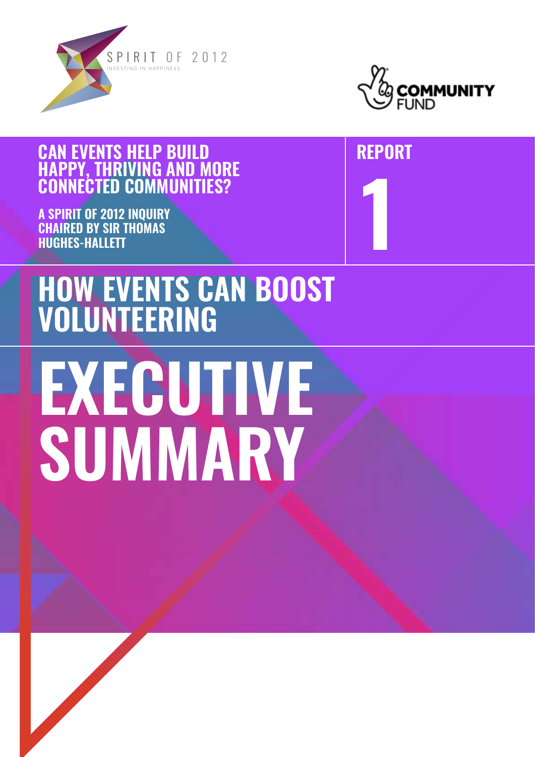SPIRIT OF 2012

INVESTING IN HAPPINESS

COMMUNITY FUND

## CAN EVENTS HELP BUILD HAPPY, THRIVING AND MORE CONNECTED COMMUNITIES?

**A SPIRIT OF 2012 INQUIRY CHAIRED BY SIR THOMAS HUGHES-HALLETT**

**REPORT 1**

# HOW EVENTS CAN BOOST VOLUNTEERING

# EXECUTIVE SUMMARY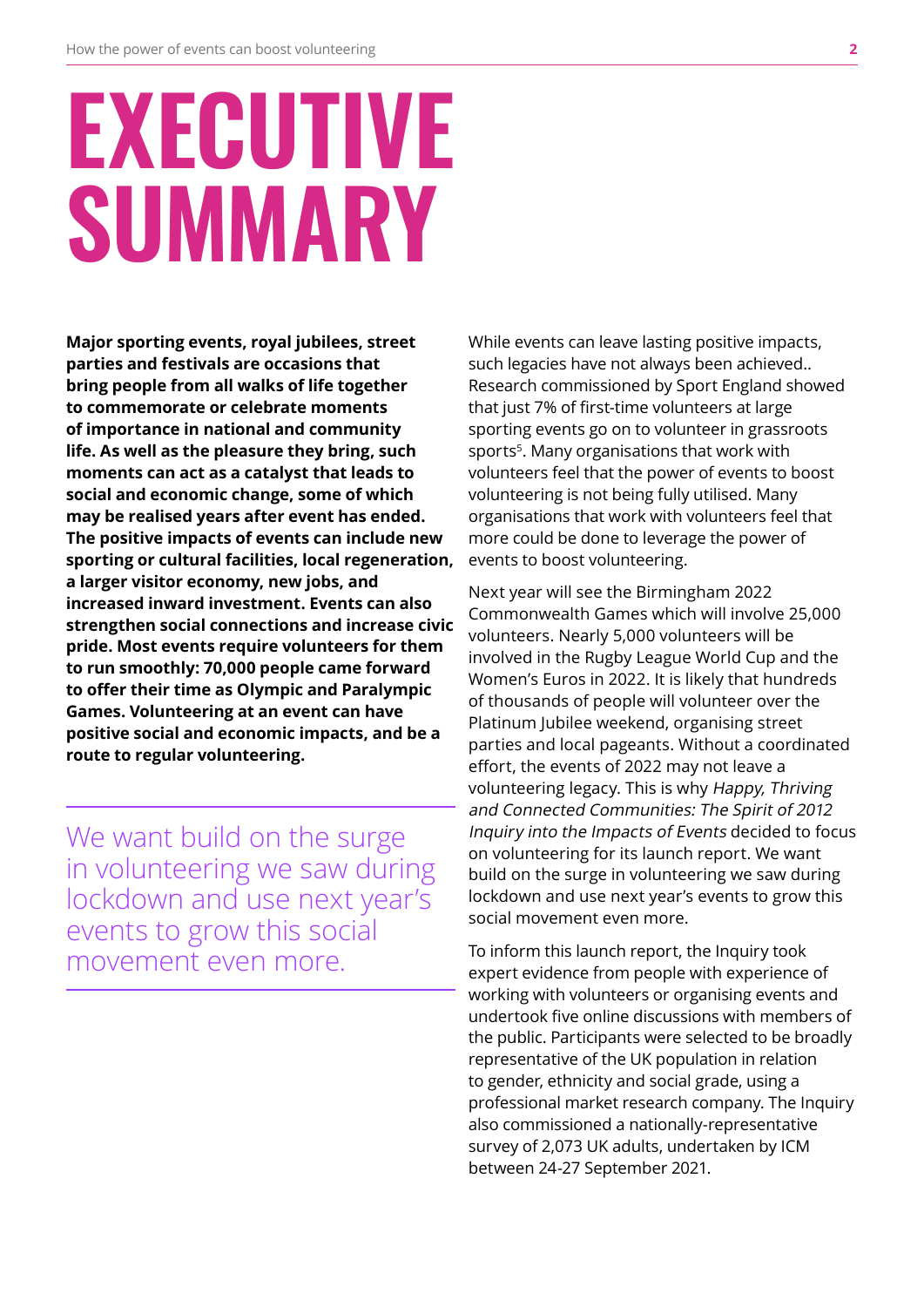# EXECUTIVE SUMMARY

**Major sporting events, royal jubilees, street parties and festivals are occasions that bring people from all walks of life together to commemorate or celebrate moments of importance in national and community life. As well as the pleasure they bring, such moments can act as a catalyst that leads to social and economic change, some of which may be realised years after event has ended. The positive impacts of events can include new sporting or cultural facilities, local regeneration, a larger visitor economy, new jobs, and increased inward investment. Events can also strengthen social connections and increase civic pride. Most events require volunteers for them to run smoothly: 70,000 people came forward to offer their time as Olympic and Paralympic Games. Volunteering at an event can have positive social and economic impacts, and be a route to regular volunteering.**

> We want build on the surge in volunteering we saw during lockdown and use next year's events to grow this social movement even more.

While events can leave lasting positive impacts, such legacies have not always been achieved.. Research commissioned by Sport England showed that just 7% of first-time volunteers at large sporting events go on to volunteer in grassroots sports[5]. Many organisations that work with volunteers feel that the power of events to boost volunteering is not being fully utilised. Many organisations that work with volunteers feel that more could be done to leverage the power of events to boost volunteering.

Next year will see the Birmingham 2022 Commonwealth Games which will involve 25,000 volunteers. Nearly 5,000 volunteers will be involved in the Rugby League World Cup and the Women's Euros in 2022. It is likely that hundreds of thousands of people will volunteer over the Platinum Jubilee weekend, organising street parties and local pageants. Without a coordinated effort, the events of 2022 may not leave a volunteering legacy. This is why *Happy, Thriving and Connected Communities: The Spirit of 2012 Inquiry into the Impacts of Events* decided to focus on volunteering for its launch report. We want build on the surge in volunteering we saw during lockdown and use next year's events to grow this social movement even more.

To inform this launch report, the Inquiry took expert evidence from people with experience of working with volunteers or organising events and undertook five online discussions with members of the public. Participants were selected to be broadly representative of the UK population in relation to gender, ethnicity and social grade, using a professional market research company. The Inquiry also commissioned a nationally-representative survey of 2,073 UK adults, undertaken by ICM between 24-27 September 2021.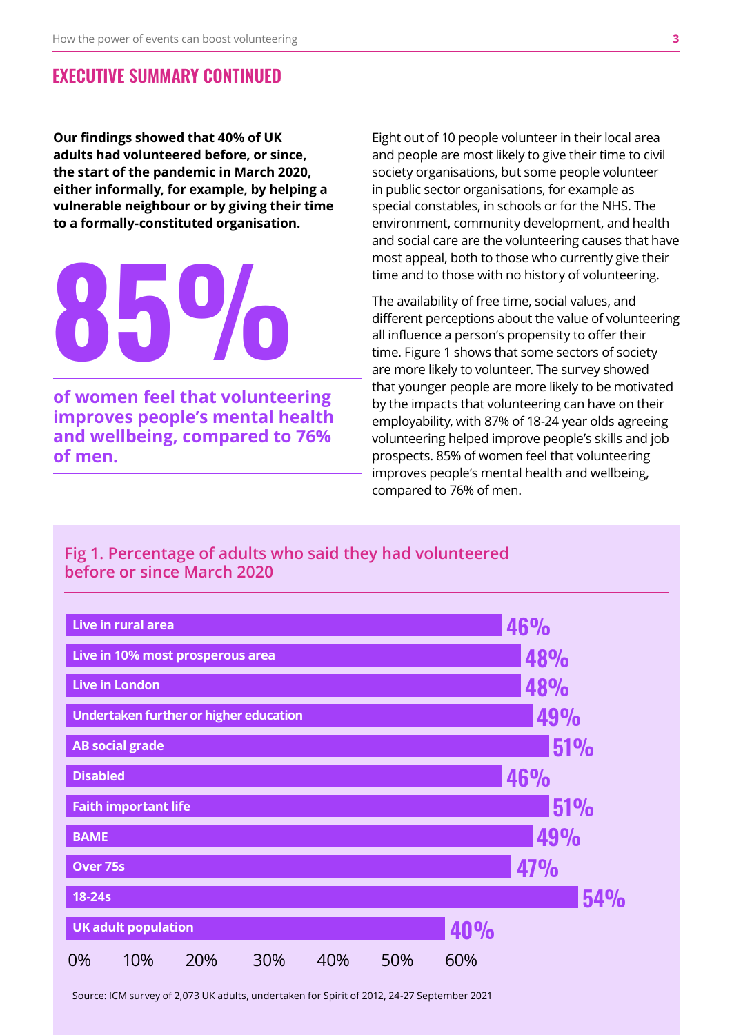## EXECUTIVE SUMMARY CONTINUED

**Our findings showed that 40% of UK adults had volunteered before, or since, the start of the pandemic in March 2020, either informally, for example, by helping a vulnerable neighbour or by giving their time to a formally-constituted organisation.**

# 85%

**of women feel that volunteering improves people's mental health and wellbeing, compared to 76% of men.**

Eight out of 10 people volunteer in their local area and people are most likely to give their time to civil society organisations, but some people volunteer in public sector organisations, for example as special constables, in schools or for the NHS. The environment, community development, and health and social care are the volunteering causes that have most appeal, both to those who currently give their time and to those with no history of volunteering.

The availability of free time, social values, and different perceptions about the value of volunteering all influence a person's propensity to offer their time. Figure 1 shows that some sectors of society are more likely to volunteer. The survey showed that younger people are more likely to be motivated by the impacts that volunteering can have on their employability, with 87% of 18-24 year olds agreeing volunteering helped improve people's skills and job prospects. 85% of women feel that volunteering improves people's mental health and wellbeing, compared to 76% of men.

### Fig 1. Percentage of adults who said they had volunteered before or since March 2020

| Group | Percentage |
| --- | --- |
| Live in rural area | 46% |
| Live in 10% most prosperous area | 48% |
| Live in London | 48% |
| Undertaken further or higher education | 49% |
| AB social grade | 51% |
| Disabled | 46% |
| Faith important life | 51% |
| BAME | 49% |
| Over 75s | 47% |
| 18-24s | 54% |
| UK adult population | 40% |

Source: ICM survey of 2,073 UK adults, undertaken for Spirit of 2012, 24-27 September 2021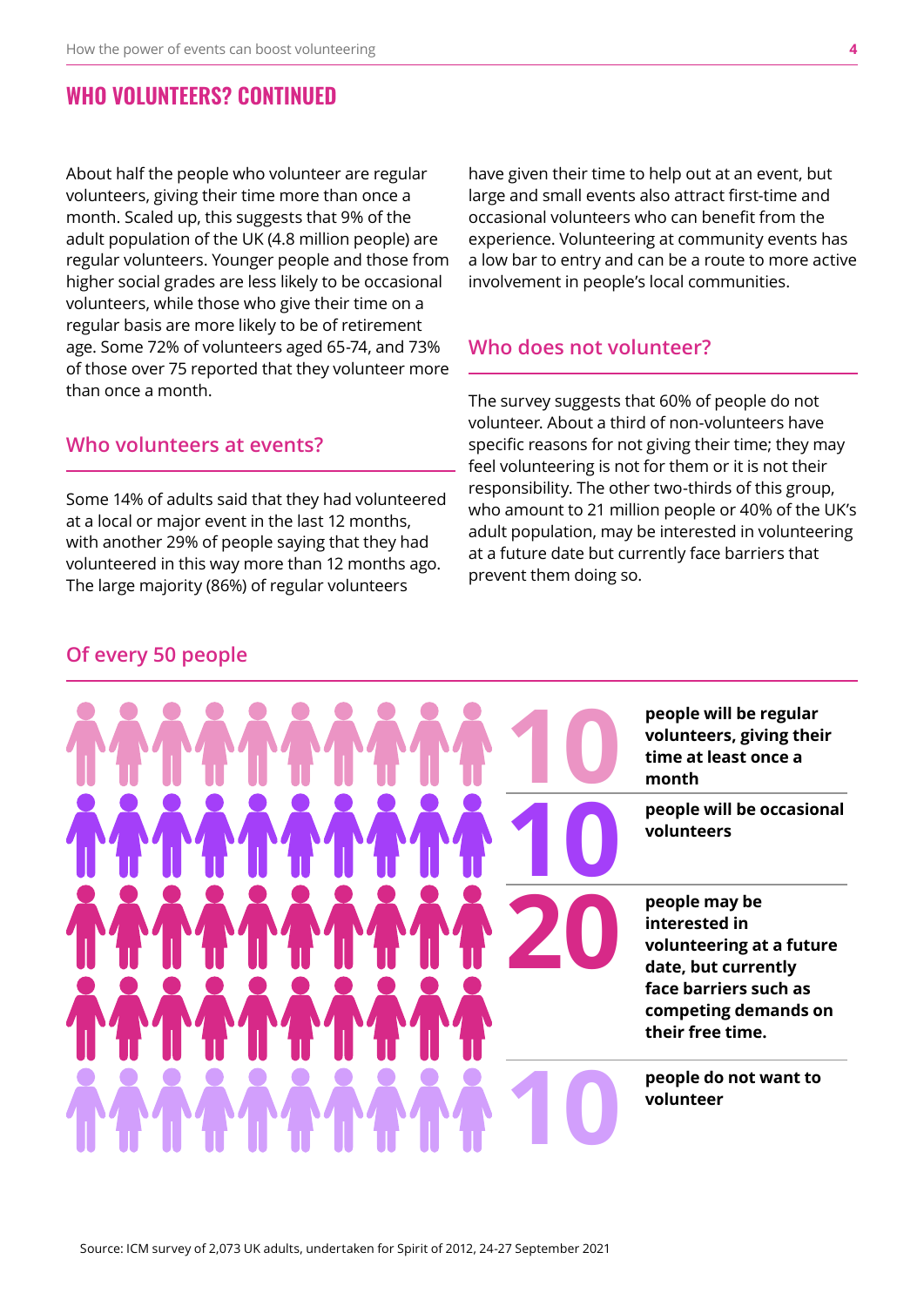## WHO VOLUNTEERS? CONTINUED

About half the people who volunteer are regular volunteers, giving their time more than once a month. Scaled up, this suggests that 9% of the adult population of the UK (4.8 million people) are regular volunteers. Younger people and those from higher social grades are less likely to be occasional volunteers, while those who give their time on a regular basis are more likely to be of retirement age. Some 72% of volunteers aged 65-74, and 73% of those over 75 reported that they volunteer more than once a month.

### Who volunteers at events?

Some 14% of adults said that they had volunteered at a local or major event in the last 12 months, with another 29% of people saying that they had volunteered in this way more than 12 months ago. The large majority (86%) of regular volunteers have given their time to help out at an event, but large and small events also attract first-time and occasional volunteers who can benefit from the experience. Volunteering at community events has a low bar to entry and can be a route to more active involvement in people's local communities.

### Who does not volunteer?

The survey suggests that 60% of people do not volunteer. About a third of non-volunteers have specific reasons for not giving their time; they may feel volunteering is not for them or it is not their responsibility. The other two-thirds of this group, who amount to 21 million people or 40% of the UK's adult population, may be interested in volunteering at a future date but currently face barriers that prevent them doing so.

### Of every 50 people

**10** **people will be regular volunteers, giving their time at least once a month**

**10** **people will be occasional volunteers**

**20** **people may be interested in volunteering at a future date, but currently face barriers such as competing demands on their free time.**

**10** **people do not want to volunteer**

Source: ICM survey of 2,073 UK adults, undertaken for Spirit of 2012, 24-27 September 2021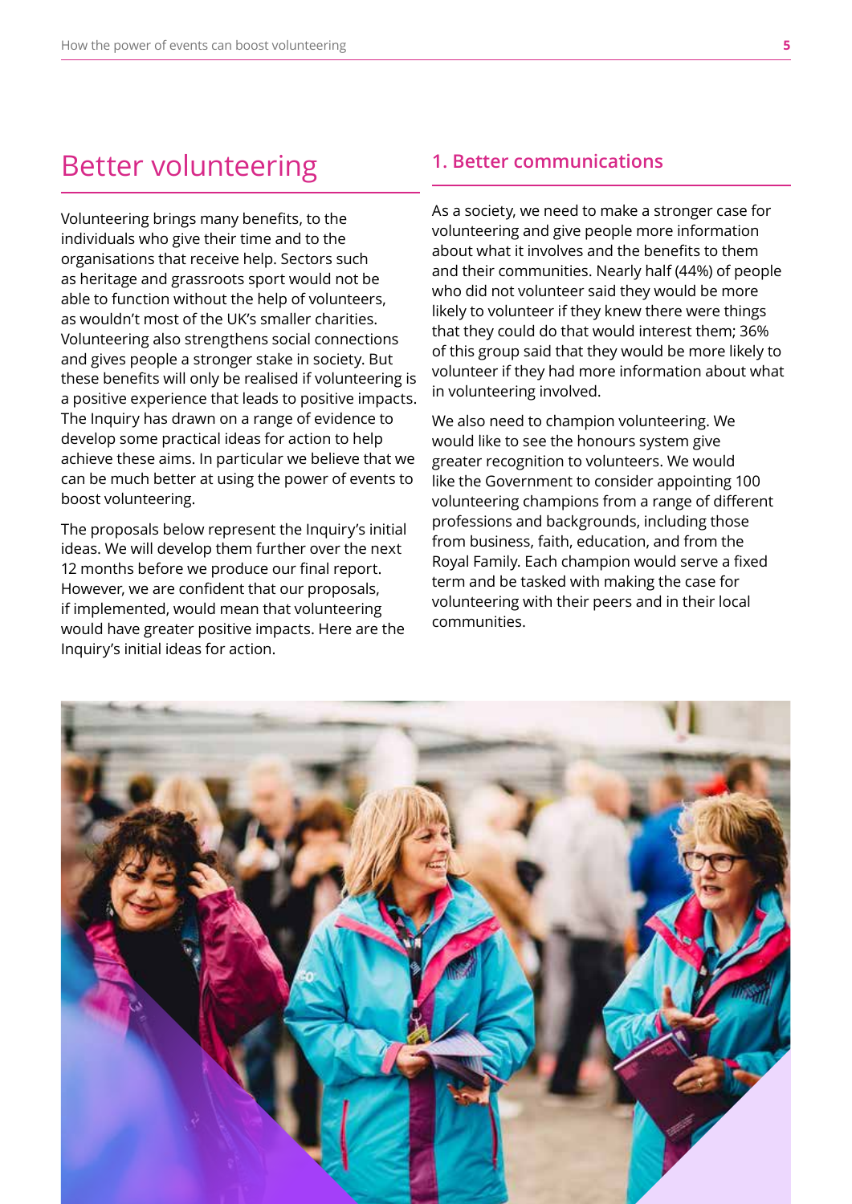# Better volunteering

Volunteering brings many benefits, to the individuals who give their time and to the organisations that receive help. Sectors such as heritage and grassroots sport would not be able to function without the help of volunteers, as wouldn't most of the UK's smaller charities. Volunteering also strengthens social connections and gives people a stronger stake in society. But these benefits will only be realised if volunteering is a positive experience that leads to positive impacts. The Inquiry has drawn on a range of evidence to develop some practical ideas for action to help achieve these aims. In particular we believe that we can be much better at using the power of events to boost volunteering.

The proposals below represent the Inquiry's initial ideas. We will develop them further over the next 12 months before we produce our final report. However, we are confident that our proposals, if implemented, would mean that volunteering would have greater positive impacts. Here are the Inquiry's initial ideas for action.

## 1. Better communications

As a society, we need to make a stronger case for volunteering and give people more information about what it involves and the benefits to them and their communities. Nearly half (44%) of people who did not volunteer said they would be more likely to volunteer if they knew there were things that they could do that would interest them; 36% of this group said that they would be more likely to volunteer if they had more information about what in volunteering involved.

We also need to champion volunteering. We would like to see the honours system give greater recognition to volunteers. We would like the Government to consider appointing 100 volunteering champions from a range of different professions and backgrounds, including those from business, faith, education, and from the Royal Family. Each champion would serve a fixed term and be tasked with making the case for volunteering with their peers and in their local communities.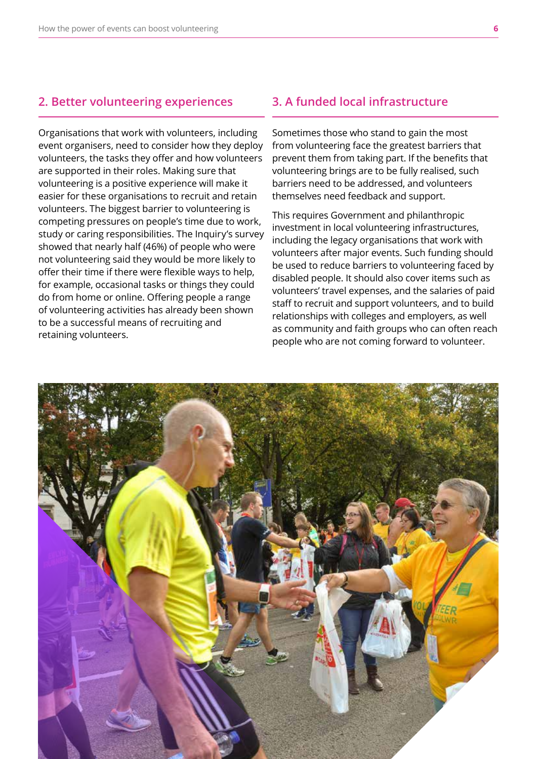## 2. Better volunteering experiences

Organisations that work with volunteers, including event organisers, need to consider how they deploy volunteers, the tasks they offer and how volunteers are supported in their roles. Making sure that volunteering is a positive experience will make it easier for these organisations to recruit and retain volunteers. The biggest barrier to volunteering is competing pressures on people's time due to work, study or caring responsibilities. The Inquiry's survey showed that nearly half (46%) of people who were not volunteering said they would be more likely to offer their time if there were flexible ways to help, for example, occasional tasks or things they could do from home or online. Offering people a range of volunteering activities has already been shown to be a successful means of recruiting and retaining volunteers.

## 3. A funded local infrastructure

Sometimes those who stand to gain the most from volunteering face the greatest barriers that prevent them from taking part. If the benefits that volunteering brings are to be fully realised, such barriers need to be addressed, and volunteers themselves need feedback and support.

This requires Government and philanthropic investment in local volunteering infrastructures, including the legacy organisations that work with volunteers after major events. Such funding should be used to reduce barriers to volunteering faced by disabled people. It should also cover items such as volunteers' travel expenses, and the salaries of paid staff to recruit and support volunteers, and to build relationships with colleges and employers, as well as community and faith groups who can often reach people who are not coming forward to volunteer.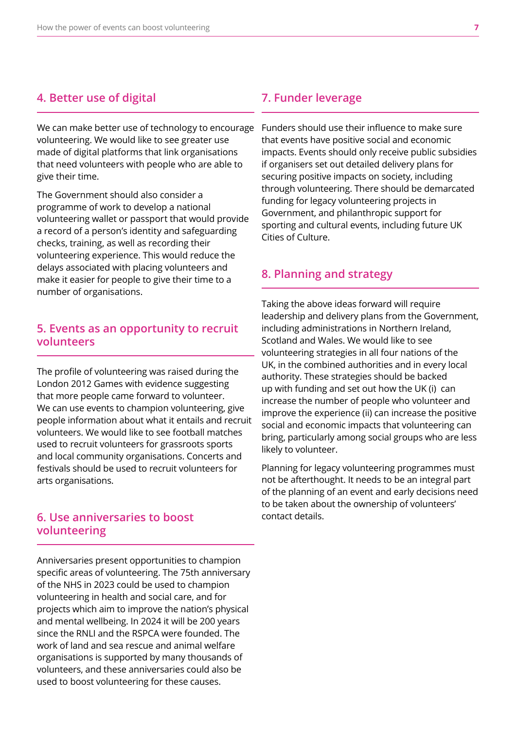## 4. Better use of digital

We can make better use of technology to encourage volunteering. We would like to see greater use made of digital platforms that link organisations that need volunteers with people who are able to give their time.

The Government should also consider a programme of work to develop a national volunteering wallet or passport that would provide a record of a person's identity and safeguarding checks, training, as well as recording their volunteering experience. This would reduce the delays associated with placing volunteers and make it easier for people to give their time to a number of organisations.

## 5. Events as an opportunity to recruit volunteers

The profile of volunteering was raised during the London 2012 Games with evidence suggesting that more people came forward to volunteer. We can use events to champion volunteering, give people information about what it entails and recruit volunteers. We would like to see football matches used to recruit volunteers for grassroots sports and local community organisations. Concerts and festivals should be used to recruit volunteers for arts organisations.

## 6. Use anniversaries to boost volunteering

Anniversaries present opportunities to champion specific areas of volunteering. The 75th anniversary of the NHS in 2023 could be used to champion volunteering in health and social care, and for projects which aim to improve the nation's physical and mental wellbeing. In 2024 it will be 200 years since the RNLI and the RSPCA were founded. The work of land and sea rescue and animal welfare organisations is supported by many thousands of volunteers, and these anniversaries could also be used to boost volunteering for these causes.

## 7. Funder leverage

Funders should use their influence to make sure that events have positive social and economic impacts. Events should only receive public subsidies if organisers set out detailed delivery plans for securing positive impacts on society, including through volunteering. There should be demarcated funding for legacy volunteering projects in Government, and philanthropic support for sporting and cultural events, including future UK Cities of Culture.

## 8. Planning and strategy

Taking the above ideas forward will require leadership and delivery plans from the Government, including administrations in Northern Ireland, Scotland and Wales. We would like to see volunteering strategies in all four nations of the UK, in the combined authorities and in every local authority. These strategies should be backed up with funding and set out how the UK (i) can increase the number of people who volunteer and improve the experience (ii) can increase the positive social and economic impacts that volunteering can bring, particularly among social groups who are less likely to volunteer.

Planning for legacy volunteering programmes must not be afterthought. It needs to be an integral part of the planning of an event and early decisions need to be taken about the ownership of volunteers' contact details.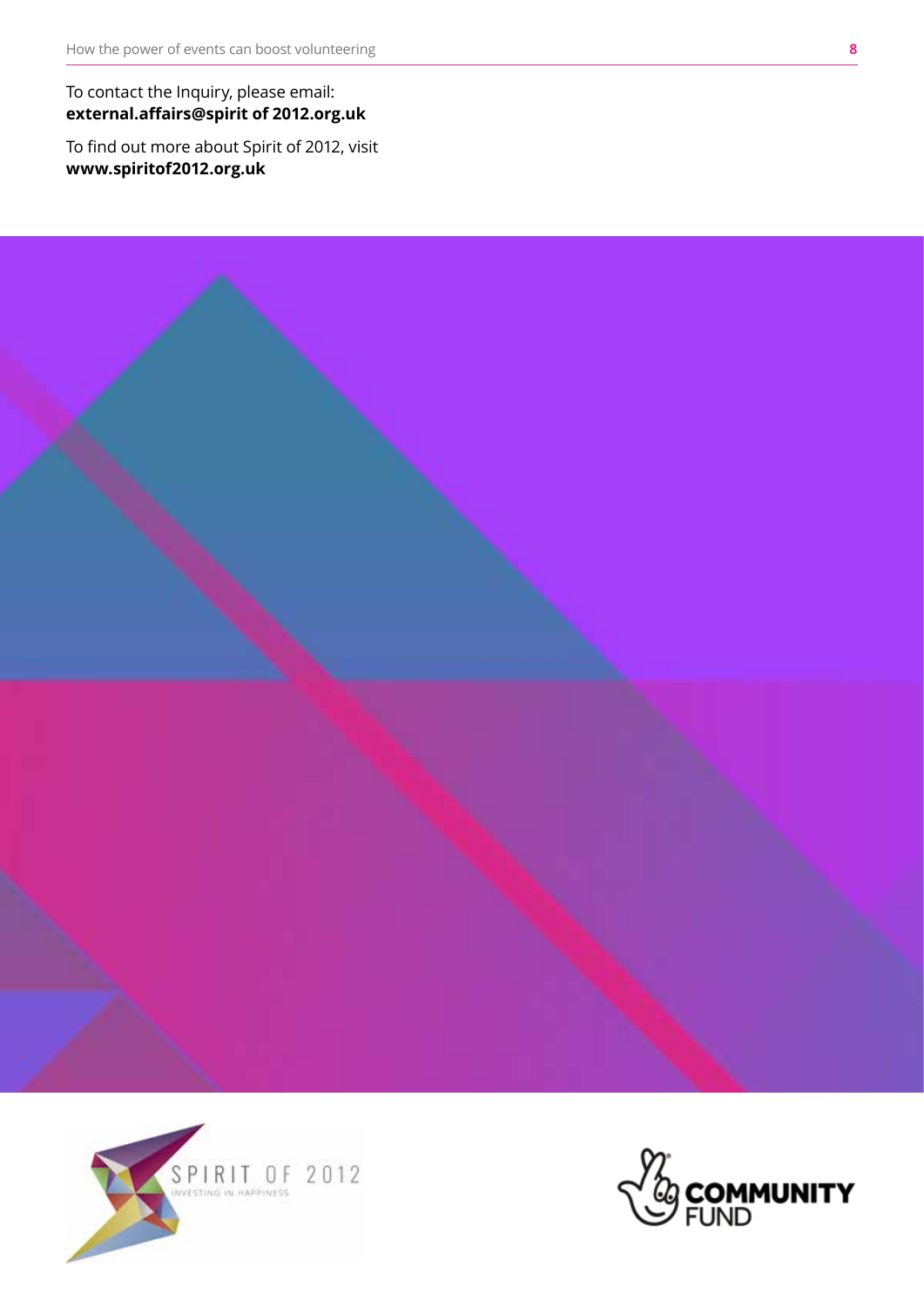To contact the Inquiry, please email:
**external.affairs@spirit of 2012.org.uk**

To find out more about Spirit of 2012, visit
**www.spiritof2012.org.uk**

SPIRIT OF 2012
INVESTING IN HAPPINESS

COMMUNITY FUND